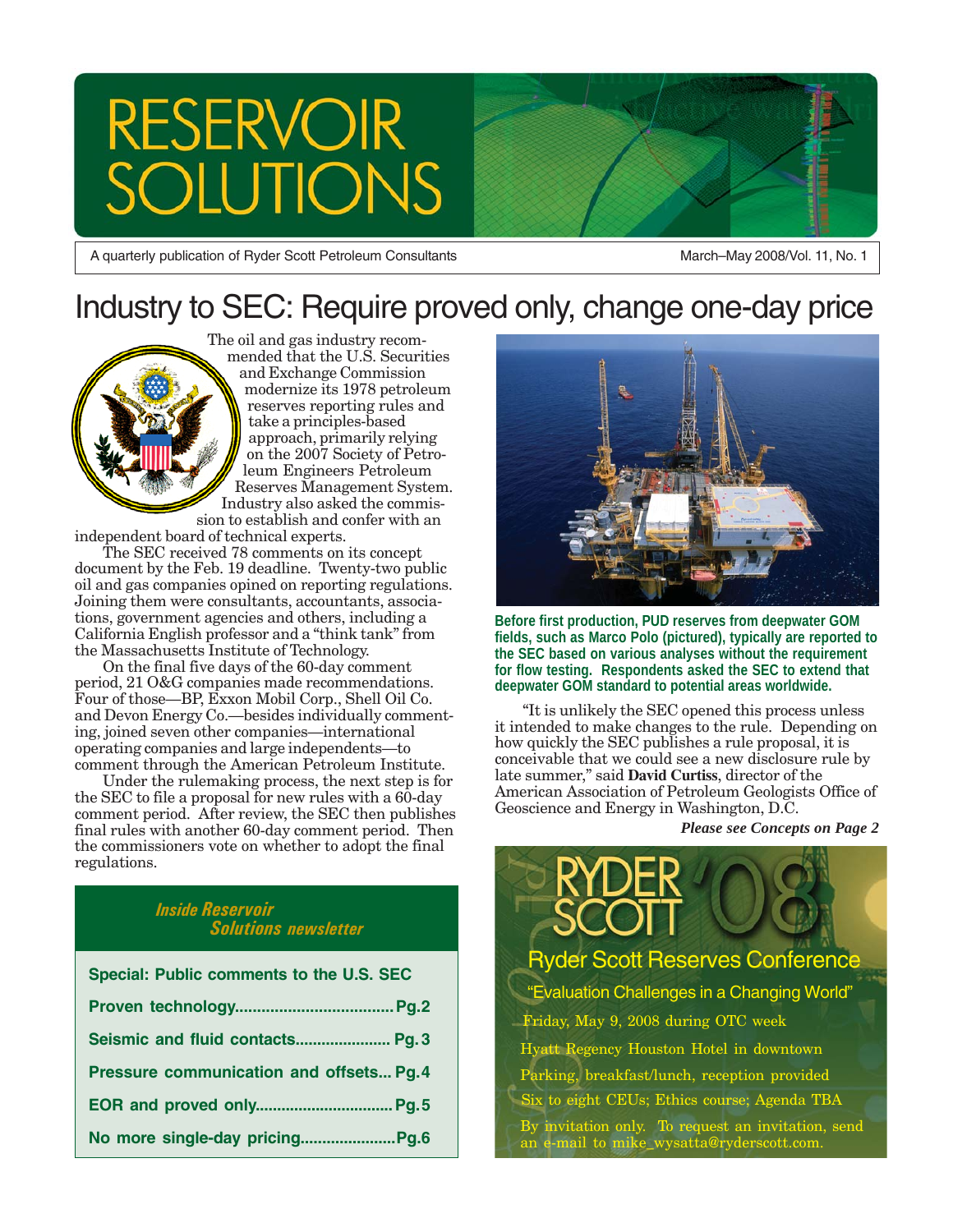# RESERVOIR SOLUTIONS

A quarterly publication of Ryder Scott Petroleum Consultants

March–May 2008/Vol. 11, No. 1

## Industry to SEC: Require proved only, change one-day price

The oil and gas industry recommended that the U.S. Securities and Exchange Commission modernize its 1978 petroleum reserves reporting rules and take a principles-based approach, primarily relying on the 2007 Society of Petroleum Engineers Petroleum Reserves Management System. Industry also asked the commission to establish and confer with an independent board of technical experts.

The SEC received 78 comments on its concept document by the Feb. 19 deadline. Twenty-two public oil and gas companies opined on reporting regulations. Joining them were consultants, accountants, associations, government agencies and others, including a California English professor and a "think tank" from the Massachusetts Institute of Technology.

On the final five days of the 60-day comment period, 21 O&G companies made recommendations. Four of those—BP, Exxon Mobil Corp., Shell Oil Co. and Devon Energy Co.—besides individually commenting, joined seven other companies—international operating companies and large independents—to comment through the American Petroleum Institute.

Under the rulemaking process, the next step is for the SEC to file a proposal for new rules with a 60-day comment period. After review, the SEC then publishes final rules with another 60-day comment period. Then the commissioners vote on whether to adopt the final regulations.

**Before first production, PUD reserves from deepwater GOM fields, such as Marco Polo (pictured), typically are reported to the SEC based on various analyses without the requirement for flow testing. Respondents asked the SEC to extend that deepwater GOM standard to potential areas worldwide.**

"It is unlikely the SEC opened this process unless it intended to make changes to the rule. Depending on how quickly the SEC publishes a rule proposal, it is conceivable that we could see a new disclosure rule by late summer," said **David Curtiss**, director of the American Association of Petroleum Geologists Office of Geoscience and Energy in Washington, D.C.

***Please see Concepts on Page 2***

### *Inside Reservoir Solutions newsletter*

**Special: Public comments to the U.S. SEC**

- **Proven technology....Pg.2**
- **Seismic and fluid contacts.... Pg. 3**
- **Pressure communication and offsets... Pg. 4**
- **EOR and proved only.... Pg. 5**
- **No more single-day pricing....Pg.6**

### RYDER SCOTT '08

**Ryder Scott Reserves Conference**

"Evaluation Challenges in a Changing World"

Friday, May 9, 2008 during OTC week

Hyatt Regency Houston Hotel in downtown

Parking, breakfast/lunch, reception provided

Six to eight CEUs; Ethics course; Agenda TBA

By invitation only. To request an invitation, send an e-mail to mike_wysatta@ryderscott.com.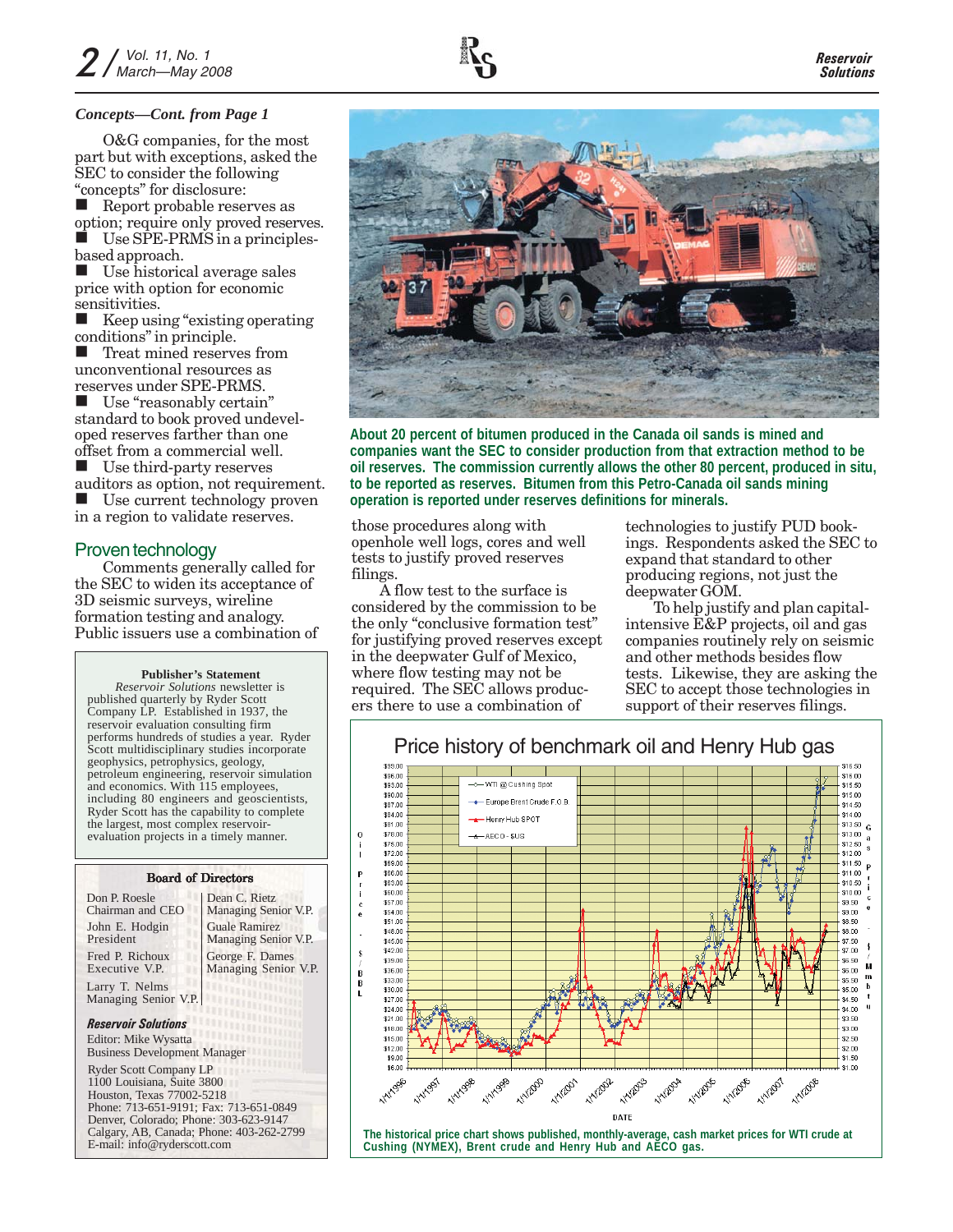*Concepts—Cont. from Page 1*

O&G companies, for the most part but with exceptions, asked the SEC to consider the following "concepts" for disclosure:

- Report probable reserves as option; require only proved reserves.
- Use SPE-PRMS in a principles-based approach.
- Use historical average sales price with option for economic sensitivities.
- Keep using "existing operating conditions" in principle.
- Treat mined reserves from unconventional resources as reserves under SPE-PRMS.
- Use "reasonably certain" standard to book proved undeveloped reserves farther than one offset from a commercial well.
- Use third-party reserves auditors as option, not requirement.
- Use current technology proven in a region to validate reserves.

## Proven technology

Comments generally called for the SEC to widen its acceptance of 3D seismic surveys, wireline formation testing and analogy. Public issuers use a combination of those procedures along with openhole well logs, cores and well tests to justify proved reserves filings.

A flow test to the surface is considered by the commission to be the only "conclusive formation test" for justifying proved reserves except in the deepwater Gulf of Mexico, where flow testing may not be required. The SEC allows producers there to use a combination of technologies to justify PUD bookings. Respondents asked the SEC to expand that standard to other producing regions, not just the deepwater GOM.

To help justify and plan capital-intensive E&P projects, oil and gas companies routinely rely on seismic and other methods besides flow tests. Likewise, they are asking the SEC to accept those technologies in support of their reserves filings.

**About 20 percent of bitumen produced in the Canada oil sands is mined and companies want the SEC to consider production from that extraction method to be oil reserves. The commission currently allows the other 80 percent, produced in situ, to be reported as reserves. Bitumen from this Petro-Canada oil sands mining operation is reported under reserves definitions for minerals.**

**Price history of benchmark oil and Henry Hub gas**

**The historical price chart shows published, monthly-average, cash market prices for WTI crude at Cushing (NYMEX), Brent crude and Henry Hub and AECO gas.**

**Publisher's Statement**

*Reservoir Solutions* newsletter is published quarterly by Ryder Scott Company LP. Established in 1937, the reservoir evaluation consulting firm performs hundreds of studies a year. Ryder Scott multidisciplinary studies incorporate geophysics, petrophysics, geology, petroleum engineering, reservoir simulation and economics. With 115 employees, including 80 engineers and geoscientists, Ryder Scott has the capability to complete the largest, most complex reservoir-evaluation projects in a timely manner.

**Board of Directors**

Don P. Roesle
Chairman and CEO

John E. Hodgin
President

Fred P. Richoux
Executive V.P.

Larry T. Nelms
Managing Senior V.P.

Dean C. Rietz
Managing Senior V.P.

Guale Ramirez
Managing Senior V.P.

George F. Dames
Managing Senior V.P.

***Reservoir Solutions***

Editor: Mike Wysatta
Business Development Manager

Ryder Scott Company LP
1100 Louisiana, Suite 3800
Houston, Texas 77002-5218
Phone: 713-651-9191; Fax: 713-651-0849
Denver, Colorado; Phone: 303-623-9147
Calgary, AB, Canada; Phone: 403-262-2799
E-mail: info@ryderscott.com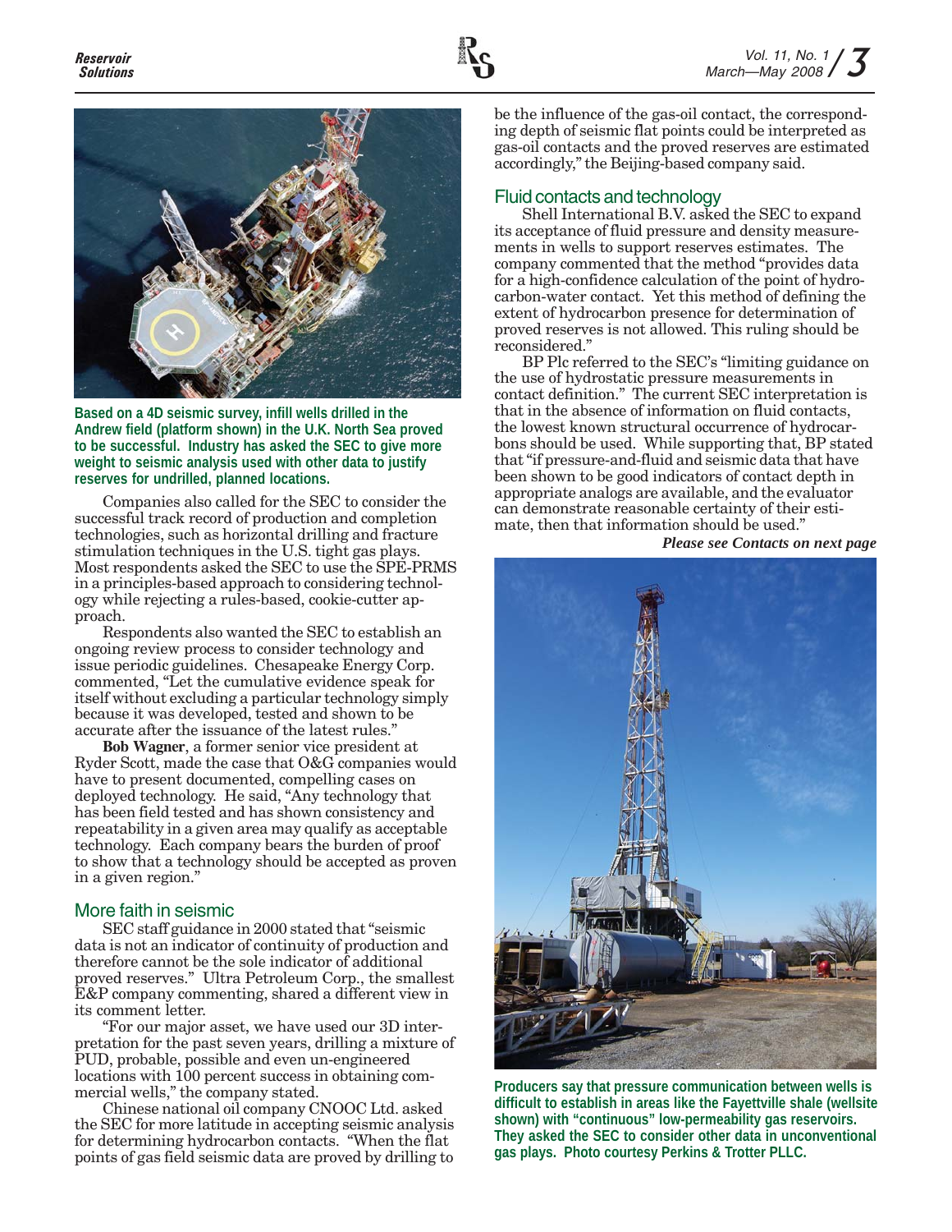Based on a 4D seismic survey, infill wells drilled in the Andrew field (platform shown) in the U.K. North Sea proved to be successful. Industry has asked the SEC to give more weight to seismic analysis used with other data to justify reserves for undrilled, planned locations.

Companies also called for the SEC to consider the successful track record of production and completion technologies, such as horizontal drilling and fracture stimulation techniques in the U.S. tight gas plays. Most respondents asked the SEC to use the SPE-PRMS in a principles-based approach to considering technology while rejecting a rules-based, cookie-cutter approach.

Respondents also wanted the SEC to establish an ongoing review process to consider technology and issue periodic guidelines. Chesapeake Energy Corp. commented, "Let the cumulative evidence speak for itself without excluding a particular technology simply because it was developed, tested and shown to be accurate after the issuance of the latest rules."

**Bob Wagner**, a former senior vice president at Ryder Scott, made the case that O&G companies would have to present documented, compelling cases on deployed technology. He said, "Any technology that has been field tested and has shown consistency and repeatability in a given area may qualify as acceptable technology. Each company bears the burden of proof to show that a technology should be accepted as proven in a given region."

## More faith in seismic

SEC staff guidance in 2000 stated that "seismic data is not an indicator of continuity of production and therefore cannot be the sole indicator of additional proved reserves." Ultra Petroleum Corp., the smallest E&P company commenting, shared a different view in its comment letter.

"For our major asset, we have used our 3D interpretation for the past seven years, drilling a mixture of PUD, probable, possible and even un-engineered locations with 100 percent success in obtaining commercial wells," the company stated.

Chinese national oil company CNOOC Ltd. asked the SEC for more latitude in accepting seismic analysis for determining hydrocarbon contacts. "When the flat points of gas field seismic data are proved by drilling to be the influence of the gas-oil contact, the corresponding depth of seismic flat points could be interpreted as gas-oil contacts and the proved reserves are estimated accordingly," the Beijing-based company said.

## Fluid contacts and technology

Shell International B.V. asked the SEC to expand its acceptance of fluid pressure and density measurements in wells to support reserves estimates. The company commented that the method "provides data for a high-confidence calculation of the point of hydrocarbon-water contact. Yet this method of defining the extent of hydrocarbon presence for determination of proved reserves is not allowed. This ruling should be reconsidered."

BP Plc referred to the SEC's "limiting guidance on the use of hydrostatic pressure measurements in contact definition." The current SEC interpretation is that in the absence of information on fluid contacts, the lowest known structural occurrence of hydrocarbons should be used. While supporting that, BP stated that "if pressure-and-fluid and seismic data that have been shown to be good indicators of contact depth in appropriate analogs are available, and the evaluator can demonstrate reasonable certainty of their estimate, then that information should be used."

*Please see Contacts on next page*

Producers say that pressure communication between wells is difficult to establish in areas like the Fayettville shale (wellsite shown) with "continuous" low-permeability gas reservoirs. They asked the SEC to consider other data in unconventional gas plays. Photo courtesy Perkins & Trotter PLLC.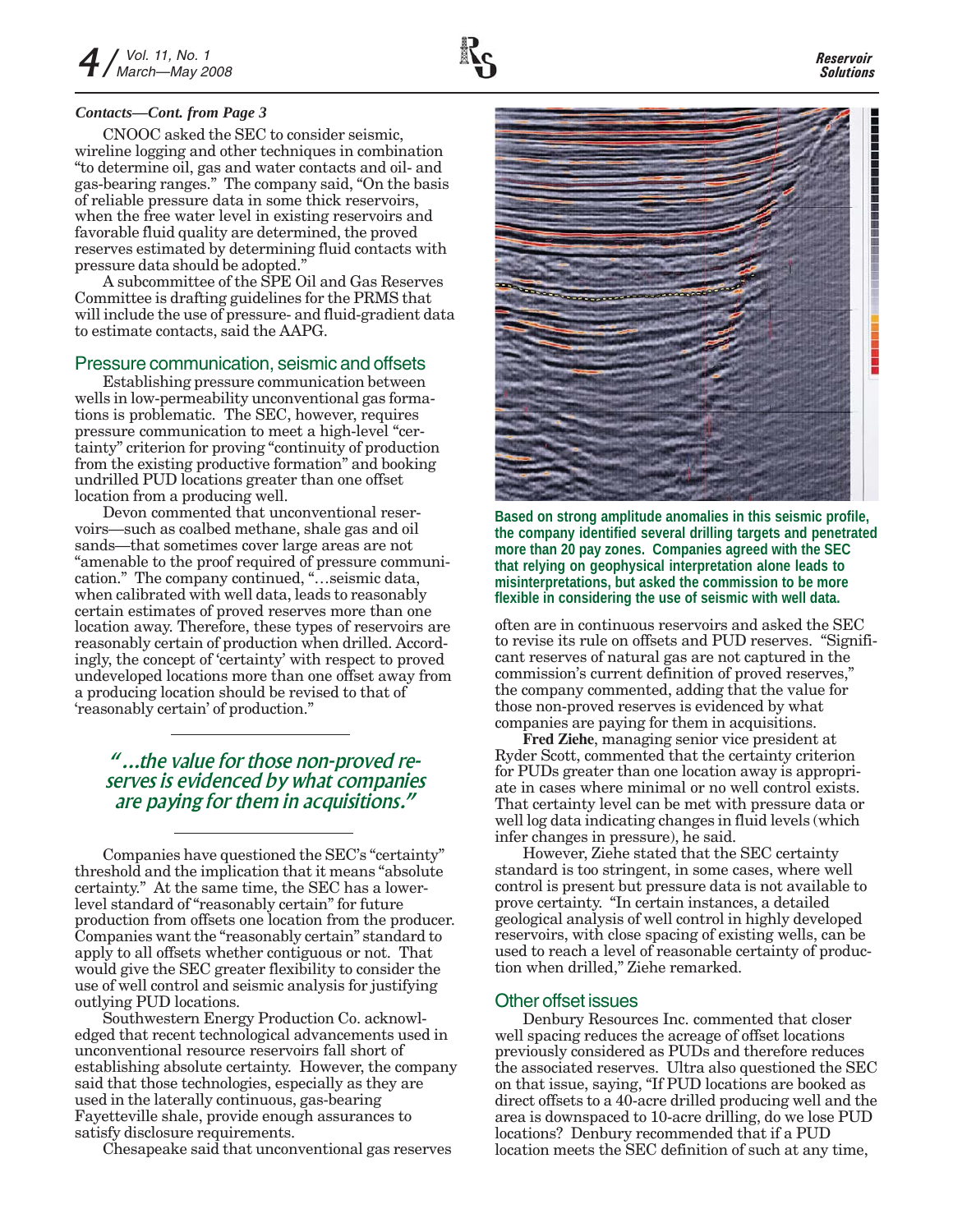*Contacts—Cont. from Page 3*

CNOOC asked the SEC to consider seismic, wireline logging and other techniques in combination "to determine oil, gas and water contacts and oil- and gas-bearing ranges." The company said, "On the basis of reliable pressure data in some thick reservoirs, when the free water level in existing reservoirs and favorable fluid quality are determined, the proved reserves estimated by determining fluid contacts with pressure data should be adopted."

A subcommittee of the SPE Oil and Gas Reserves Committee is drafting guidelines for the PRMS that will include the use of pressure- and fluid-gradient data to estimate contacts, said the AAPG.

## Pressure communication, seismic and offsets

Establishing pressure communication between wells in low-permeability unconventional gas formations is problematic. The SEC, however, requires pressure communication to meet a high-level "certainty" criterion for proving "continuity of production from the existing productive formation" and booking undrilled PUD locations greater than one offset location from a producing well.

Devon commented that unconventional reservoirs—such as coalbed methane, shale gas and oil sands—that sometimes cover large areas are not "amenable to the proof required of pressure communication." The company continued, "…seismic data, when calibrated with well data, leads to reasonably certain estimates of proved reserves more than one location away. Therefore, these types of reservoirs are reasonably certain of production when drilled. Accordingly, the concept of 'certainty' with respect to proved undeveloped locations more than one offset away from a producing location should be revised to that of 'reasonably certain' of production."

> *"…the value for those non-proved reserves is evidenced by what companies are paying for them in acquisitions."*

Companies have questioned the SEC's "certainty" threshold and the implication that it means "absolute certainty." At the same time, the SEC has a lower-level standard of "reasonably certain" for future production from offsets one location from the producer. Companies want the "reasonably certain" standard to apply to all offsets whether contiguous or not. That would give the SEC greater flexibility to consider the use of well control and seismic analysis for justifying outlying PUD locations.

Southwestern Energy Production Co. acknowledged that recent technological advancements used in unconventional resource reservoirs fall short of establishing absolute certainty. However, the company said that those technologies, especially as they are used in the laterally continuous, gas-bearing Fayetteville shale, provide enough assurances to satisfy disclosure requirements.

Chesapeake said that unconventional gas reserves often are in continuous reservoirs and asked the SEC to revise its rule on offsets and PUD reserves. "Significant reserves of natural gas are not captured in the commission's current definition of proved reserves," the company commented, adding that the value for those non-proved reserves is evidenced by what companies are paying for them in acquisitions.

**Based on strong amplitude anomalies in this seismic profile, the company identified several drilling targets and penetrated more than 20 pay zones. Companies agreed with the SEC that relying on geophysical interpretation alone leads to misinterpretations, but asked the commission to be more flexible in considering the use of seismic with well data.**

**Fred Ziehe**, managing senior vice president at Ryder Scott, commented that the certainty criterion for PUDs greater than one location away is appropriate in cases where minimal or no well control exists. That certainty level can be met with pressure data or well log data indicating changes in fluid levels (which infer changes in pressure), he said.

However, Ziehe stated that the SEC certainty standard is too stringent, in some cases, where well control is present but pressure data is not available to prove certainty. "In certain instances, a detailed geological analysis of well control in highly developed reservoirs, with close spacing of existing wells, can be used to reach a level of reasonable certainty of production when drilled," Ziehe remarked.

## Other offset issues

Denbury Resources Inc. commented that closer well spacing reduces the acreage of offset locations previously considered as PUDs and therefore reduces the associated reserves. Ultra also questioned the SEC on that issue, saying, "If PUD locations are booked as direct offsets to a 40-acre drilled producing well and the area is downspaced to 10-acre drilling, do we lose PUD locations? Denbury recommended that if a PUD location meets the SEC definition of such at any time,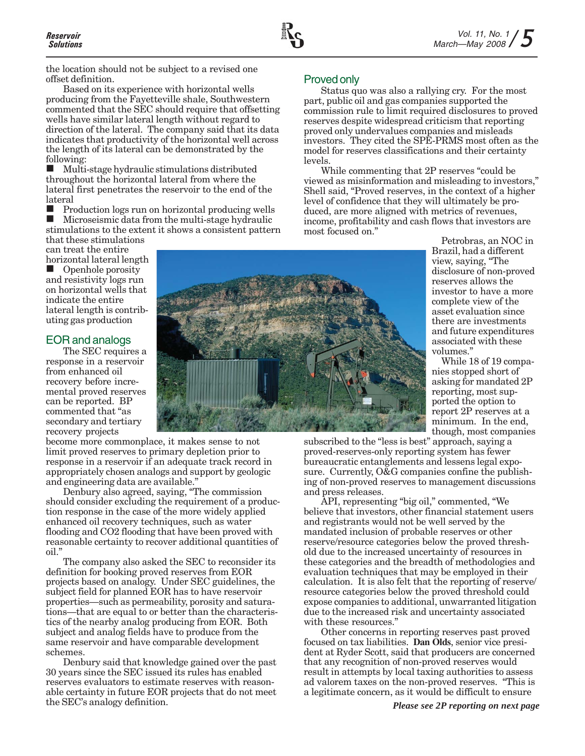the location should not be subject to a revised one offset definition.

Based on its experience with horizontal wells producing from the Fayetteville shale, Southwestern commented that the SEC should require that offsetting wells have similar lateral length without regard to direction of the lateral. The company said that its data indicates that productivity of the horizontal well across the length of its lateral can be demonstrated by the following:

- Multi-stage hydraulic stimulations distributed throughout the horizontal lateral from where the lateral first penetrates the reservoir to the end of the lateral
- Production logs run on horizontal producing wells
- Microseismic data from the multi-stage hydraulic stimulations to the extent it shows a consistent pattern that these stimulations can treat the entire horizontal lateral length
- Openhole porosity and resistivity logs run on horizontal wells that indicate the entire lateral length is contributing gas production

## EOR and analogs

The SEC requires a response in a reservoir from enhanced oil recovery before incremental proved reserves can be reported. BP commented that "as secondary and tertiary recovery projects become more commonplace, it makes sense to not limit proved reserves to primary depletion prior to response in a reservoir if an adequate track record in appropriately chosen analogs and support by geologic and engineering data are available."

Denbury also agreed, saying, "The commission should consider excluding the requirement of a production response in the case of the more widely applied enhanced oil recovery techniques, such as water flooding and CO2 flooding that have been proved with reasonable certainty to recover additional quantities of oil."

The company also asked the SEC to reconsider its definition for booking proved reserves from EOR projects based on analogy. Under SEC guidelines, the subject field for planned EOR has to have reservoir properties—such as permeability, porosity and saturations—that are equal to or better than the characteristics of the nearby analog producing from EOR. Both subject and analog fields have to produce from the same reservoir and have comparable development schemes.

Denbury said that knowledge gained over the past 30 years since the SEC issued its rules has enabled reserves evaluators to estimate reserves with reasonable certainty in future EOR projects that do not meet the SEC's analogy definition.

## Proved only

Status quo was also a rallying cry. For the most part, public oil and gas companies supported the commission rule to limit required disclosures to proved reserves despite widespread criticism that reporting proved only undervalues companies and misleads investors. They cited the SPE-PRMS most often as the model for reserves classifications and their certainty levels.

While commenting that 2P reserves "could be viewed as misinformation and misleading to investors," Shell said, "Proved reserves, in the context of a higher level of confidence that they will ultimately be produced, are more aligned with metrics of revenues, income, profitability and cash flows that investors are most focused on."

Petrobras, an NOC in Brazil, had a different view, saying, "The disclosure of non-proved reserves allows the investor to have a more complete view of the asset evaluation since there are investments and future expenditures associated with these volumes."

While 18 of 19 companies stopped short of asking for mandated 2P reporting, most supported the option to report 2P reserves at a minimum. In the end, though, most companies subscribed to the "less is best" approach, saying a proved-reserves-only reporting system has fewer bureaucratic entanglements and lessens legal exposure. Currently, O&G companies confine the publishing of non-proved reserves to management discussions and press releases.

API, representing "big oil," commented, "We believe that investors, other financial statement users and registrants would not be well served by the mandated inclusion of probable reserves or other reserve/resource categories below the proved threshold due to the increased uncertainty of resources in these categories and the breadth of methodologies and evaluation techniques that may be employed in their calculation. It is also felt that the reporting of reserve/resource categories below the proved threshold could expose companies to additional, unwarranted litigation due to the increased risk and uncertainty associated with these resources."

Other concerns in reporting reserves past proved focused on tax liabilities. **Dan Olds**, senior vice president at Ryder Scott, said that producers are concerned that any recognition of non-proved reserves would result in attempts by local taxing authorities to assess ad valorem taxes on the non-proved reserves. "This is a legitimate concern, as it would be difficult to ensure

***Please see 2P reporting on next page***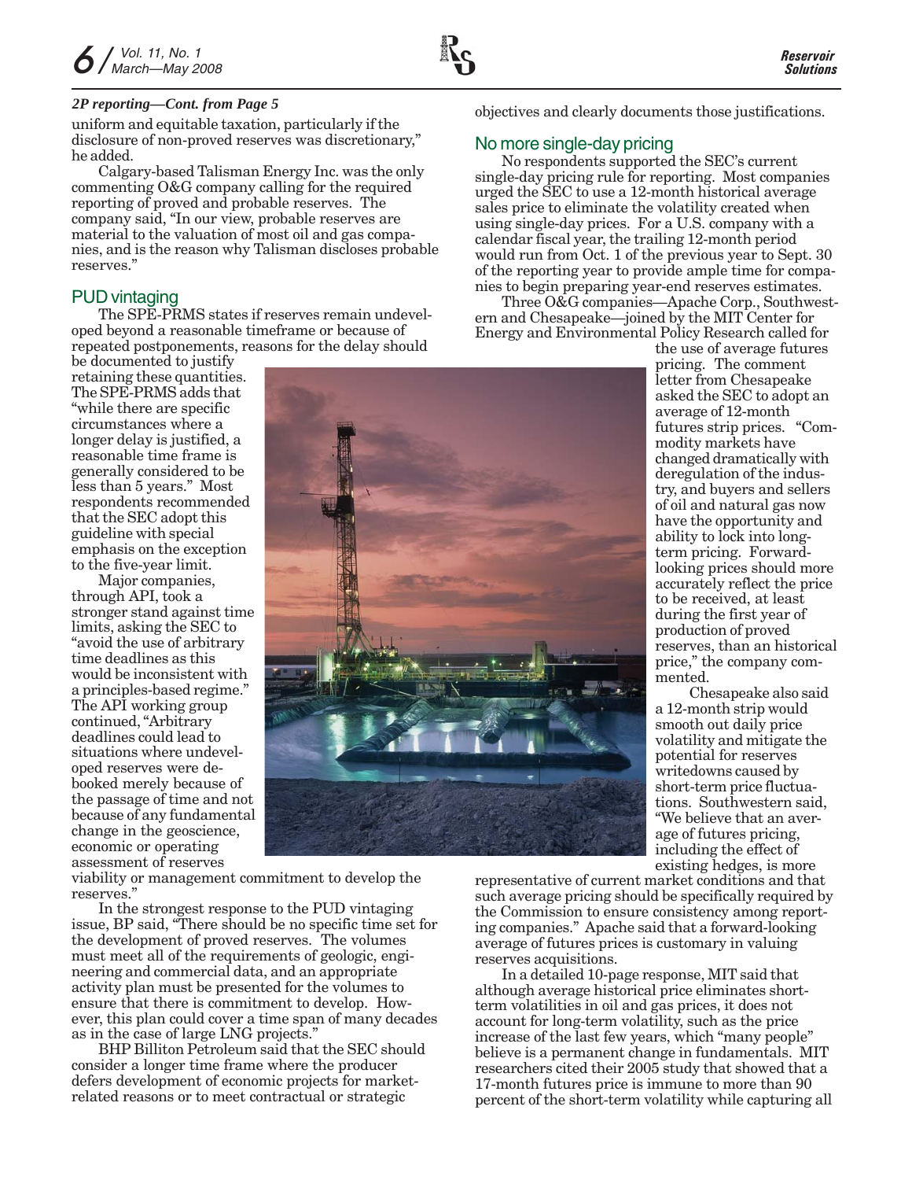*2P reporting—Cont. from Page 5*

uniform and equitable taxation, particularly if the disclosure of non-proved reserves was discretionary," he added.

Calgary-based Talisman Energy Inc. was the only commenting O&G company calling for the required reporting of proved and probable reserves. The company said, "In our view, probable reserves are material to the valuation of most oil and gas companies, and is the reason why Talisman discloses probable reserves."

## PUD vintaging

The SPE-PRMS states if reserves remain undeveloped beyond a reasonable timeframe or because of repeated postponements, reasons for the delay should be documented to justify retaining these quantities. The SPE-PRMS adds that "while there are specific circumstances where a longer delay is justified, a reasonable time frame is generally considered to be less than 5 years." Most respondents recommended that the SEC adopt this guideline with special emphasis on the exception to the five-year limit.

Major companies, through API, took a stronger stand against time limits, asking the SEC to "avoid the use of arbitrary time deadlines as this would be inconsistent with a principles-based regime." The API working group continued, "Arbitrary deadlines could lead to situations where undeveloped reserves were debooked merely because of the passage of time and not because of any fundamental change in the geoscience, economic or operating assessment of reserves viability or management commitment to develop the reserves."

In the strongest response to the PUD vintaging issue, BP said, "There should be no specific time set for the development of proved reserves. The volumes must meet all of the requirements of geologic, engineering and commercial data, and an appropriate activity plan must be presented for the volumes to ensure that there is commitment to develop. However, this plan could cover a time span of many decades as in the case of large LNG projects."

BHP Billiton Petroleum said that the SEC should consider a longer time frame where the producer defers development of economic projects for market-related reasons or to meet contractual or strategic objectives and clearly documents those justifications.

## No more single-day pricing

No respondents supported the SEC's current single-day pricing rule for reporting. Most companies urged the SEC to use a 12-month historical average sales price to eliminate the volatility created when using single-day prices. For a U.S. company with a calendar fiscal year, the trailing 12-month period would run from Oct. 1 of the previous year to Sept. 30 of the reporting year to provide ample time for companies to begin preparing year-end reserves estimates.

Three O&G companies—Apache Corp., Southwestern and Chesapeake—joined by the MIT Center for Energy and Environmental Policy Research called for the use of average futures pricing. The comment letter from Chesapeake asked the SEC to adopt an average of 12-month futures strip prices. "Commodity markets have changed dramatically with deregulation of the industry, and buyers and sellers of oil and natural gas now have the opportunity and ability to lock into long-term pricing. Forward-looking prices should more accurately reflect the price to be received, at least during the first year of production of proved reserves, than an historical price," the company commented.

Chesapeake also said a 12-month strip would smooth out daily price volatility and mitigate the potential for reserves writedowns caused by short-term price fluctuations. Southwestern said, "We believe that an average of futures pricing, including the effect of existing hedges, is more representative of current market conditions and that such average pricing should be specifically required by the Commission to ensure consistency among reporting companies." Apache said that a forward-looking average of futures prices is customary in valuing reserves acquisitions.

In a detailed 10-page response, MIT said that although average historical price eliminates short-term volatilities in oil and gas prices, it does not account for long-term volatility, such as the price increase of the last few years, which "many people" believe is a permanent change in fundamentals. MIT researchers cited their 2005 study that showed that a 17-month futures price is immune to more than 90 percent of the short-term volatility while capturing all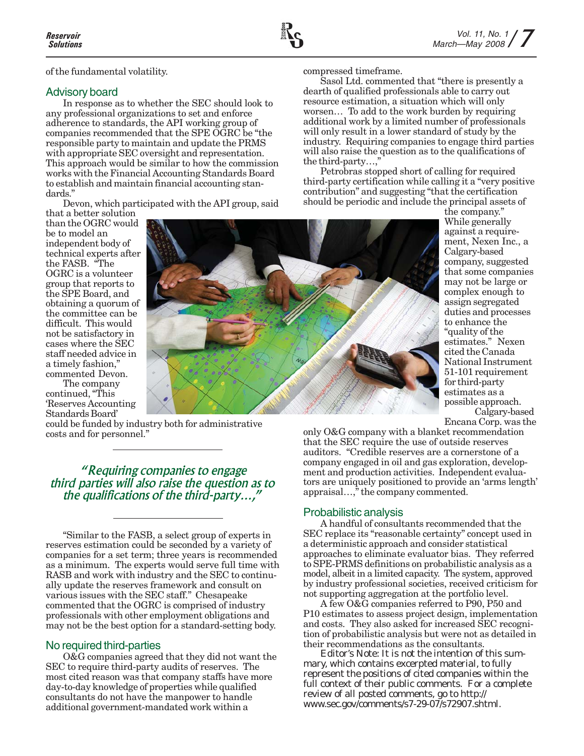of the fundamental volatility.

## Advisory board

In response as to whether the SEC should look to any professional organizations to set and enforce adherence to standards, the API working group of companies recommended that the SPE OGRC be "the responsible party to maintain and update the PRMS with appropriate SEC oversight and representation. This approach would be similar to how the commission works with the Financial Accounting Standards Board to establish and maintain financial accounting standards."

Devon, which participated with the API group, said that a better solution than the OGRC would be to model an independent body of technical experts after the FASB. "The OGRC is a volunteer group that reports to the SPE Board, and obtaining a quorum of the committee can be difficult. This would not be satisfactory in cases where the SEC staff needed advice in a timely fashion," commented Devon.

The company continued, "This 'Reserves Accounting Standards Board' could be funded by industry both for administrative costs and for personnel."

> *"Requiring companies to engage third parties will also raise the question as to the qualifications of the third-party…,"*

"Similar to the FASB, a select group of experts in reserves estimation could be seconded by a variety of companies for a set term; three years is recommended as a minimum. The experts would serve full time with RASB and work with industry and the SEC to continually update the reserves framework and consult on various issues with the SEC staff." Chesapeake commented that the OGRC is comprised of industry professionals with other employment obligations and may not be the best option for a standard-setting body.

## No required third-parties

O&G companies agreed that they did not want the SEC to require third-party audits of reserves. The most cited reason was that company staffs have more day-to-day knowledge of properties while qualified consultants do not have the manpower to handle additional government-mandated work within a compressed timeframe.

Sasol Ltd. commented that "there is presently a dearth of qualified professionals able to carry out resource estimation, a situation which will only worsen… To add to the work burden by requiring additional work by a limited number of professionals will only result in a lower standard of study by the industry. Requiring companies to engage third parties will also raise the question as to the qualifications of the third-party…,"

Petrobras stopped short of calling for required third-party certification while calling it a "very positive contribution" and suggesting "that the certification should be periodic and include the principal assets of the company."

While generally against a requirement, Nexen Inc., a Calgary-based company, suggested that some companies may not be large or complex enough to assign segregated duties and processes to enhance the "quality of the estimates." Nexen cited the Canada National Instrument 51-101 requirement for third-party estimates as a possible approach.

Calgary-based Encana Corp. was the only O&G company with a blanket recommendation that the SEC require the use of outside reserves auditors. "Credible reserves are a cornerstone of a company engaged in oil and gas exploration, development and production activities. Independent evaluators are uniquely positioned to provide an 'arms length' appraisal…," the company commented.

## Probabilistic analysis

A handful of consultants recommended that the SEC replace its "reasonable certainty" concept used in a deterministic approach and consider statistical approaches to eliminate evaluator bias. They referred to SPE-PRMS definitions on probabilistic analysis as a model, albeit in a limited capacity. The system, approved by industry professional societies, received criticism for not supporting aggregation at the portfolio level.

A few O&G companies referred to P90, P50 and P10 estimates to assess project design, implementation and costs. They also asked for increased SEC recognition of probabilistic analysis but were not as detailed in their recommendations as the consultants.

*Editor's Note: It is not the intention of this summary, which contains excerpted material, to fully represent the positions of cited companies within the full context of their public comments. For a complete review of all posted comments, go to http://www.sec.gov/comments/s7-29-07/s72907.shtml.*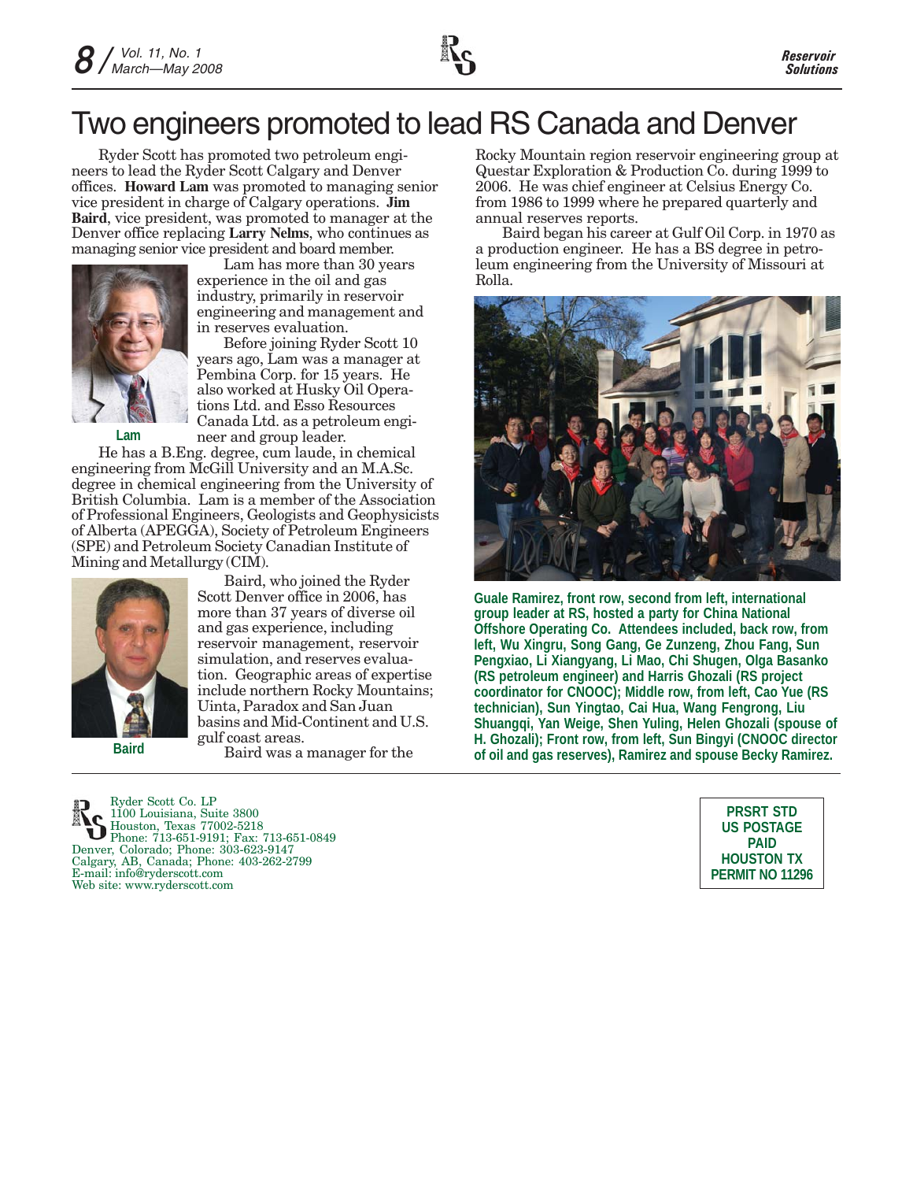# Two engineers promoted to lead RS Canada and Denver

Ryder Scott has promoted two petroleum engineers to lead the Ryder Scott Calgary and Denver offices. **Howard Lam** was promoted to managing senior vice president in charge of Calgary operations. **Jim Baird**, vice president, was promoted to manager at the Denver office replacing **Larry Nelms**, who continues as managing senior vice president and board member.

Lam

Lam has more than 30 years experience in the oil and gas industry, primarily in reservoir engineering and management and in reserves evaluation.

Before joining Ryder Scott 10 years ago, Lam was a manager at Pembina Corp. for 15 years. He also worked at Husky Oil Operations Ltd. and Esso Resources Canada Ltd. as a petroleum engineer and group leader.

He has a B.Eng. degree, cum laude, in chemical engineering from McGill University and an M.A.Sc. degree in chemical engineering from the University of British Columbia. Lam is a member of the Association of Professional Engineers, Geologists and Geophysicists of Alberta (APEGGA), Society of Petroleum Engineers (SPE) and Petroleum Society Canadian Institute of Mining and Metallurgy (CIM).

Baird

Baird, who joined the Ryder Scott Denver office in 2006, has more than 37 years of diverse oil and gas experience, including reservoir management, reservoir simulation, and reserves evaluation. Geographic areas of expertise include northern Rocky Mountains; Uinta, Paradox and San Juan basins and Mid-Continent and U.S. gulf coast areas.

Baird was a manager for the Rocky Mountain region reservoir engineering group at Questar Exploration & Production Co. during 1999 to 2006. He was chief engineer at Celsius Energy Co. from 1986 to 1999 where he prepared quarterly and annual reserves reports.

Baird began his career at Gulf Oil Corp. in 1970 as a production engineer. He has a BS degree in petroleum engineering from the University of Missouri at Rolla.

**Guale Ramirez, front row, second from left, international group leader at RS, hosted a party for China National Offshore Operating Co. Attendees included, back row, from left, Wu Xingru, Song Gang, Ge Zunzeng, Zhou Fang, Sun Pengxiao, Li Xiangyang, Li Mao, Chi Shugen, Olga Basanko (RS petroleum engineer) and Harris Ghozali (RS project coordinator for CNOOC); Middle row, from left, Cao Yue (RS technician), Sun Yingtao, Cai Hua, Wang Fengrong, Liu Shuangqi, Yan Weige, Shen Yuling, Helen Ghozali (spouse of H. Ghozali); Front row, from left, Sun Bingyi (CNOOC director of oil and gas reserves), Ramirez and spouse Becky Ramirez.**

Ryder Scott Co. LP
1100 Louisiana, Suite 3800
Houston, Texas 77002-5218
Phone: 713-651-9191; Fax: 713-651-0849
Denver, Colorado; Phone: 303-623-9147
Calgary, AB, Canada; Phone: 403-262-2799
E-mail: info@ryderscott.com
Web site: www.ryderscott.com

**PRSRT STD**
**US POSTAGE**
**PAID**
**HOUSTON TX**
**PERMIT NO 11296**